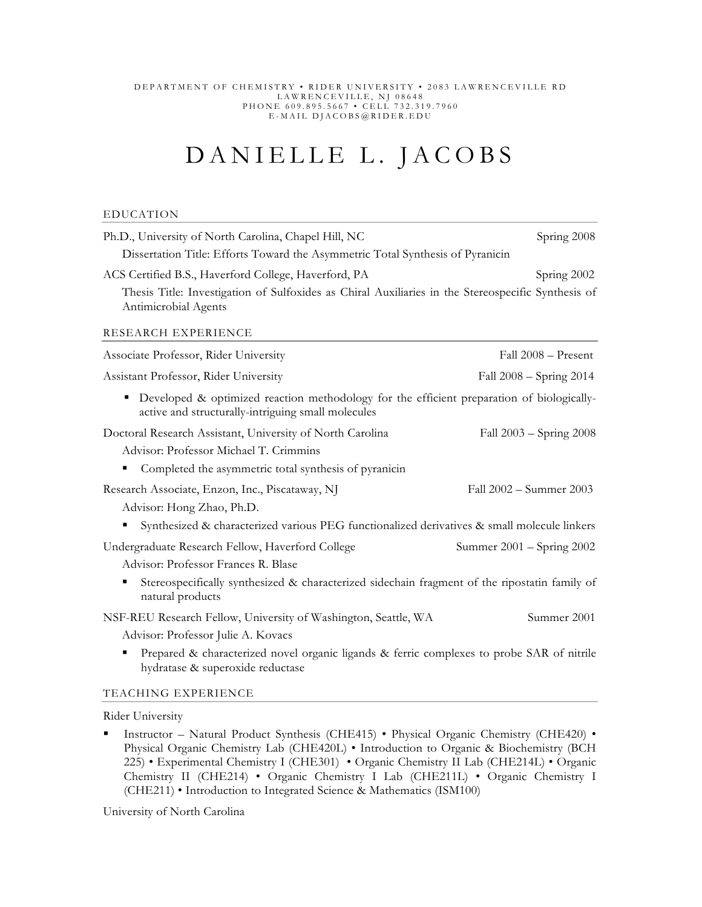DEPARTMENT OF CHEMISTRY • RIDER UNIVERSITY • 2083 LAWRENCEVILLE RD
LAWRENCEVILLE, NJ 08648
PHONE 609.895.5667 • CELL 732.319.7960
E-MAIL DJACOBS@RIDER.EDU

# DANIELLE L. JACOBS

## EDUCATION

Ph.D., University of North Carolina, Chapel Hill, NC — Spring 2008

Dissertation Title: Efforts Toward the Asymmetric Total Synthesis of Pyranicin

ACS Certified B.S., Haverford College, Haverford, PA — Spring 2002

Thesis Title: Investigation of Sulfoxides as Chiral Auxiliaries in the Stereospecific Synthesis of Antimicrobial Agents

## RESEARCH EXPERIENCE

Associate Professor, Rider University — Fall 2008 – Present

Assistant Professor, Rider University — Fall 2008 – Spring 2014

- Developed & optimized reaction methodology for the efficient preparation of biologically-active and structurally-intriguing small molecules

Doctoral Research Assistant, University of North Carolina — Fall 2003 – Spring 2008

Advisor: Professor Michael T. Crimmins

- Completed the asymmetric total synthesis of pyranicin

Research Associate, Enzon, Inc., Piscataway, NJ — Fall 2002 – Summer 2003

Advisor: Hong Zhao, Ph.D.

- Synthesized & characterized various PEG functionalized derivatives & small molecule linkers

Undergraduate Research Fellow, Haverford College — Summer 2001 – Spring 2002

Advisor: Professor Frances R. Blase

- Stereospecifically synthesized & characterized sidechain fragment of the ripostatin family of natural products

NSF-REU Research Fellow, University of Washington, Seattle, WA — Summer 2001

Advisor: Professor Julie A. Kovacs

- Prepared & characterized novel organic ligands & ferric complexes to probe SAR of nitrile hydratase & superoxide reductase

## TEACHING EXPERIENCE

Rider University

- Instructor – Natural Product Synthesis (CHE415) • Physical Organic Chemistry (CHE420) • Physical Organic Chemistry Lab (CHE420L) • Introduction to Organic & Biochemistry (BCH 225) • Experimental Chemistry I (CHE301) • Organic Chemistry II Lab (CHE214L) • Organic Chemistry II (CHE214) • Organic Chemistry I Lab (CHE211L) • Organic Chemistry I (CHE211) • Introduction to Integrated Science & Mathematics (ISM100)

University of North Carolina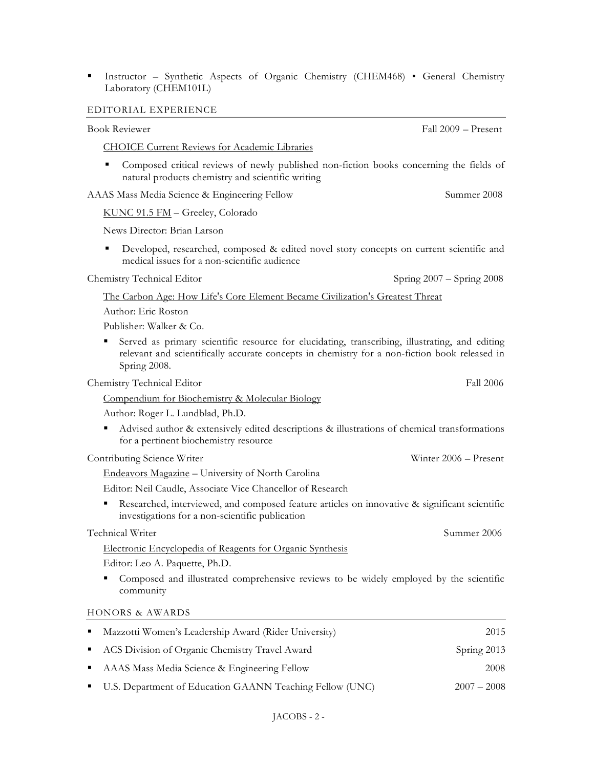- Instructor – Synthetic Aspects of Organic Chemistry (CHEM468) • General Chemistry Laboratory (CHEM101L)

## EDITORIAL EXPERIENCE

Book Reviewer — Fall 2009 – Present

CHOICE Current Reviews for Academic Libraries

- Composed critical reviews of newly published non-fiction books concerning the fields of natural products chemistry and scientific writing

AAAS Mass Media Science & Engineering Fellow — Summer 2008

KUNC 91.5 FM – Greeley, Colorado

News Director: Brian Larson

- Developed, researched, composed & edited novel story concepts on current scientific and medical issues for a non-scientific audience

Chemistry Technical Editor — Spring 2007 – Spring 2008

The Carbon Age: How Life's Core Element Became Civilization's Greatest Threat

Author: Eric Roston

Publisher: Walker & Co.

- Served as primary scientific resource for elucidating, transcribing, illustrating, and editing relevant and scientifically accurate concepts in chemistry for a non-fiction book released in Spring 2008.

Chemistry Technical Editor — Fall 2006

Compendium for Biochemistry & Molecular Biology

Author: Roger L. Lundblad, Ph.D.

- Advised author & extensively edited descriptions & illustrations of chemical transformations for a pertinent biochemistry resource

Contributing Science Writer — Winter 2006 – Present

Endeavors Magazine – University of North Carolina

Editor: Neil Caudle, Associate Vice Chancellor of Research

- Researched, interviewed, and composed feature articles on innovative & significant scientific investigations for a non-scientific publication

Technical Writer — Summer 2006

Electronic Encyclopedia of Reagents for Organic Synthesis

Editor: Leo A. Paquette, Ph.D.

- Composed and illustrated comprehensive reviews to be widely employed by the scientific community

## HONORS & AWARDS

- Mazzotti Women's Leadership Award (Rider University) — 2015
- ACS Division of Organic Chemistry Travel Award — Spring 2013
- AAAS Mass Media Science & Engineering Fellow — 2008
- U.S. Department of Education GAANN Teaching Fellow (UNC) — 2007 – 2008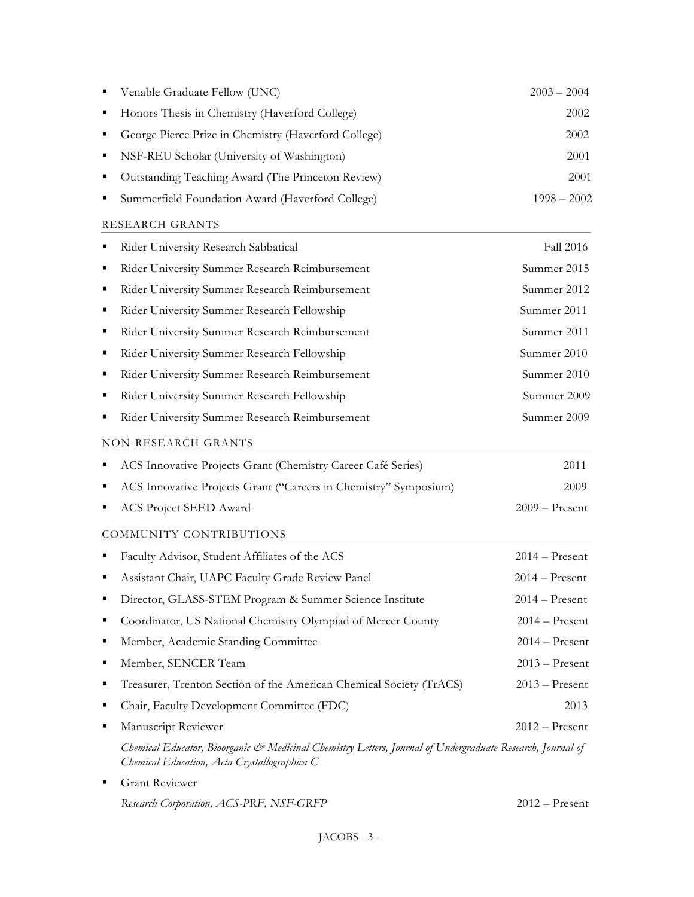- Venable Graduate Fellow (UNC) 2003 – 2004
- Honors Thesis in Chemistry (Haverford College) 2002
- George Pierce Prize in Chemistry (Haverford College) 2002
- NSF-REU Scholar (University of Washington) 2001
- Outstanding Teaching Award (The Princeton Review) 2001
- Summerfield Foundation Award (Haverford College) 1998 – 2002

## RESEARCH GRANTS

- Rider University Research Sabbatical Fall 2016
- Rider University Summer Research Reimbursement Summer 2015
- Rider University Summer Research Reimbursement Summer 2012
- Rider University Summer Research Fellowship Summer 2011
- Rider University Summer Research Reimbursement Summer 2011
- Rider University Summer Research Fellowship Summer 2010
- Rider University Summer Research Reimbursement Summer 2010
- Rider University Summer Research Fellowship Summer 2009
- Rider University Summer Research Reimbursement Summer 2009

## NON-RESEARCH GRANTS

- ACS Innovative Projects Grant (Chemistry Career Café Series) 2011
- ACS Innovative Projects Grant ("Careers in Chemistry" Symposium) 2009
- ACS Project SEED Award 2009 – Present

## COMMUNITY CONTRIBUTIONS

- Faculty Advisor, Student Affiliates of the ACS 2014 – Present
- Assistant Chair, UAPC Faculty Grade Review Panel 2014 – Present
- Director, GLASS-STEM Program & Summer Science Institute 2014 – Present
- Coordinator, US National Chemistry Olympiad of Mercer County 2014 – Present
- Member, Academic Standing Committee 2014 – Present
- Member, SENCER Team 2013 – Present
- Treasurer, Trenton Section of the American Chemical Society (TrACS) 2013 – Present
- Chair, Faculty Development Committee (FDC) 2013
- Manuscript Reviewer 2012 – Present

  *Chemical Educator, Bioorganic & Medicinal Chemistry Letters, Journal of Undergraduate Research, Journal of Chemical Education, Acta Crystallographica C*
- Grant Reviewer

  *Research Corporation, ACS-PRF, NSF-GRFP* 2012 – Present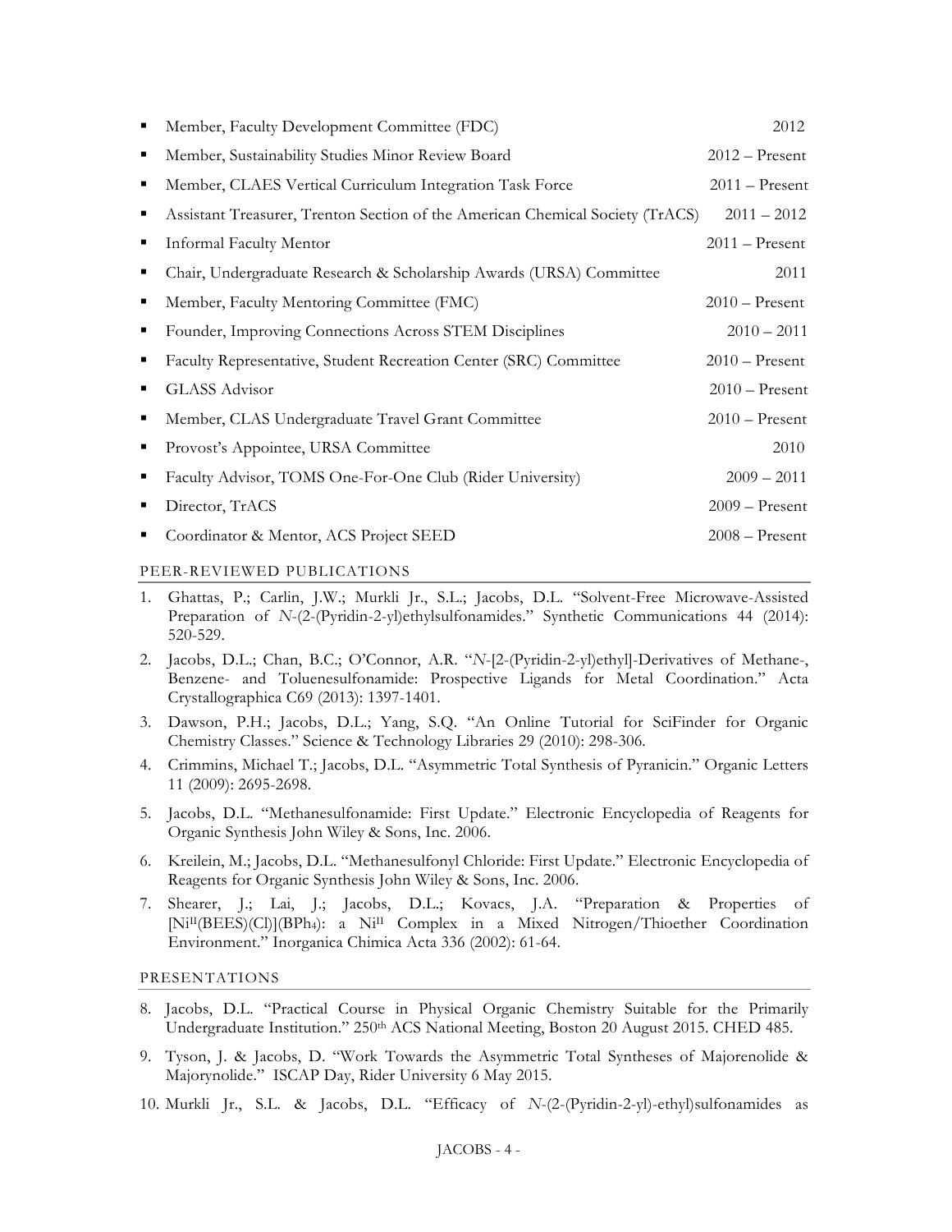- Member, Faculty Development Committee (FDC) 2012
- Member, Sustainability Studies Minor Review Board 2012 – Present
- Member, CLAES Vertical Curriculum Integration Task Force 2011 – Present
- Assistant Treasurer, Trenton Section of the American Chemical Society (TrACS) 2011 – 2012
- Informal Faculty Mentor 2011 – Present
- Chair, Undergraduate Research & Scholarship Awards (URSA) Committee 2011
- Member, Faculty Mentoring Committee (FMC) 2010 – Present
- Founder, Improving Connections Across STEM Disciplines 2010 – 2011
- Faculty Representative, Student Recreation Center (SRC) Committee 2010 – Present
- GLASS Advisor 2010 – Present
- Member, CLAS Undergraduate Travel Grant Committee 2010 – Present
- Provost's Appointee, URSA Committee 2010
- Faculty Advisor, TOMS One-For-One Club (Rider University) 2009 – 2011
- Director, TrACS 2009 – Present
- Coordinator & Mentor, ACS Project SEED 2008 – Present

## PEER-REVIEWED PUBLICATIONS

1. Ghattas, P.; Carlin, J.W.; Murkli Jr., S.L.; Jacobs, D.L. "Solvent-Free Microwave-Assisted Preparation of *N*-(2-(Pyridin-2-yl)ethylsulfonamides." Synthetic Communications 44 (2014): 520-529.
2. Jacobs, D.L.; Chan, B.C.; O'Connor, A.R. "*N*-[2-(Pyridin-2-yl)ethyl]-Derivatives of Methane-, Benzene- and Toluenesulfonamide: Prospective Ligands for Metal Coordination." Acta Crystallographica C69 (2013): 1397-1401.
3. Dawson, P.H.; Jacobs, D.L.; Yang, S.Q. "An Online Tutorial for SciFinder for Organic Chemistry Classes." Science & Technology Libraries 29 (2010): 298-306.
4. Crimmins, Michael T.; Jacobs, D.L. "Asymmetric Total Synthesis of Pyranicin." Organic Letters 11 (2009): 2695-2698.
5. Jacobs, D.L. "Methanesulfonamide: First Update." Electronic Encyclopedia of Reagents for Organic Synthesis John Wiley & Sons, Inc. 2006.
6. Kreilein, M.; Jacobs, D.L. "Methanesulfonyl Chloride: First Update." Electronic Encyclopedia of Reagents for Organic Synthesis John Wiley & Sons, Inc. 2006.
7. Shearer, J.; Lai, J.; Jacobs, D.L.; Kovacs, J.A. "Preparation & Properties of $[Ni^{II}(BEES)(Cl)](BPh_4)$: a $Ni^{II}$ Complex in a Mixed Nitrogen/Thioether Coordination Environment." Inorganica Chimica Acta 336 (2002): 61-64.

## PRESENTATIONS

8. Jacobs, D.L. "Practical Course in Physical Organic Chemistry Suitable for the Primarily Undergraduate Institution." 250th ACS National Meeting, Boston 20 August 2015. CHED 485.
9. Tyson, J. & Jacobs, D. "Work Towards the Asymmetric Total Syntheses of Majorenolide & Majorynolide." ISCAP Day, Rider University 6 May 2015.
10. Murkli Jr., S.L. & Jacobs, D.L. "Efficacy of *N*-(2-(Pyridin-2-yl)-ethyl)sulfonamides as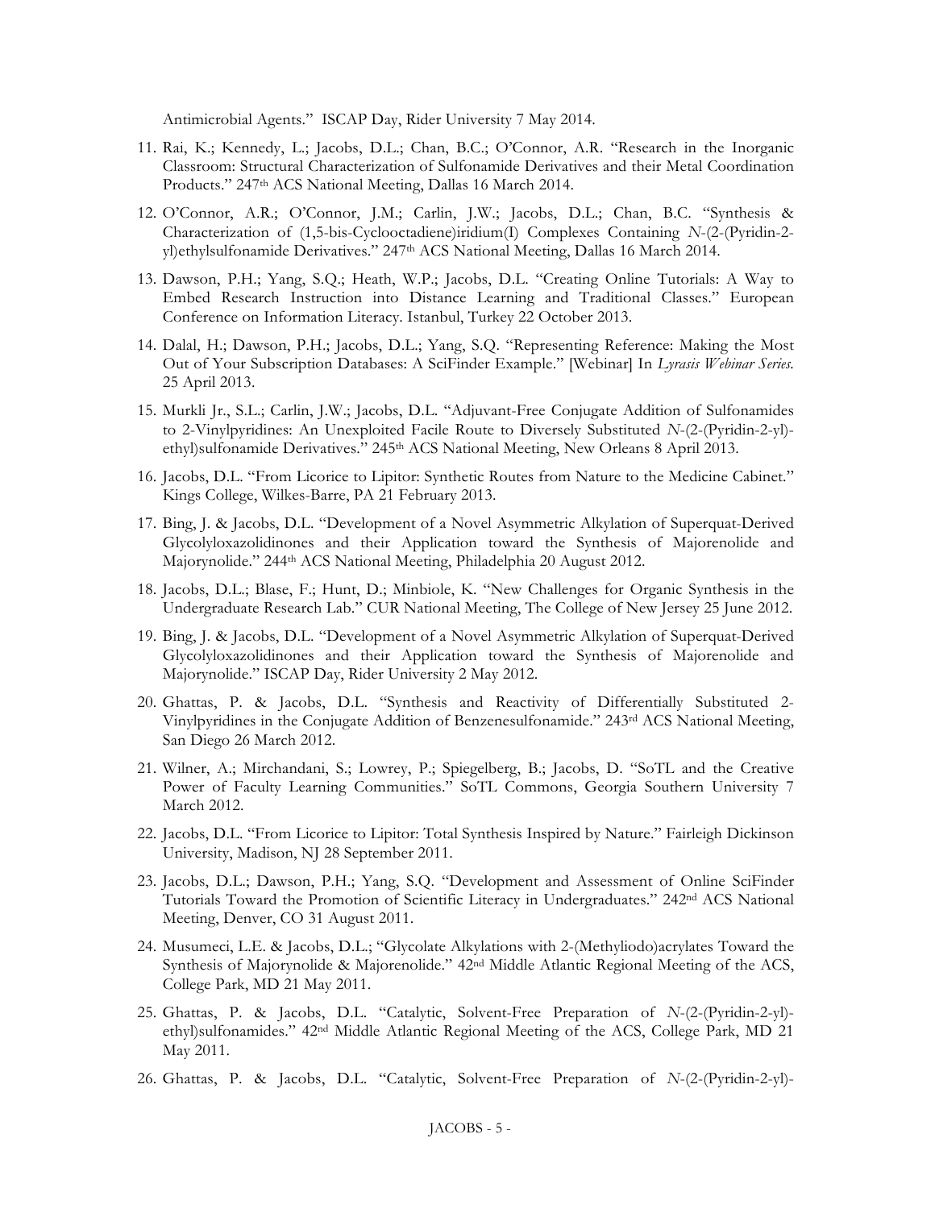Antimicrobial Agents." ISCAP Day, Rider University 7 May 2014.

11. Rai, K.; Kennedy, L.; Jacobs, D.L.; Chan, B.C.; O'Connor, A.R. "Research in the Inorganic Classroom: Structural Characterization of Sulfonamide Derivatives and their Metal Coordination Products." 247th ACS National Meeting, Dallas 16 March 2014.

12. O'Connor, A.R.; O'Connor, J.M.; Carlin, J.W.; Jacobs, D.L.; Chan, B.C. "Synthesis & Characterization of (1,5-bis-Cyclooctadiene)iridium(I) Complexes Containing *N*-(2-(Pyridin-2-yl)ethylsulfonamide Derivatives." 247th ACS National Meeting, Dallas 16 March 2014.

13. Dawson, P.H.; Yang, S.Q.; Heath, W.P.; Jacobs, D.L. "Creating Online Tutorials: A Way to Embed Research Instruction into Distance Learning and Traditional Classes." European Conference on Information Literacy. Istanbul, Turkey 22 October 2013.

14. Dalal, H.; Dawson, P.H.; Jacobs, D.L.; Yang, S.Q. "Representing Reference: Making the Most Out of Your Subscription Databases: A SciFinder Example." [Webinar] In *Lyrasis Webinar Series*. 25 April 2013.

15. Murkli Jr., S.L.; Carlin, J.W.; Jacobs, D.L. "Adjuvant-Free Conjugate Addition of Sulfonamides to 2-Vinylpyridines: An Unexploited Facile Route to Diversely Substituted *N*-(2-(Pyridin-2-yl)-ethyl)sulfonamide Derivatives." 245th ACS National Meeting, New Orleans 8 April 2013.

16. Jacobs, D.L. "From Licorice to Lipitor: Synthetic Routes from Nature to the Medicine Cabinet." Kings College, Wilkes-Barre, PA 21 February 2013.

17. Bing, J. & Jacobs, D.L. "Development of a Novel Asymmetric Alkylation of Superquat-Derived Glycolyloxazolidinones and their Application toward the Synthesis of Majorenolide and Majorynolide." 244th ACS National Meeting, Philadelphia 20 August 2012.

18. Jacobs, D.L.; Blase, F.; Hunt, D.; Minbiole, K. "New Challenges for Organic Synthesis in the Undergraduate Research Lab." CUR National Meeting, The College of New Jersey 25 June 2012.

19. Bing, J. & Jacobs, D.L. "Development of a Novel Asymmetric Alkylation of Superquat-Derived Glycolyloxazolidinones and their Application toward the Synthesis of Majorenolide and Majorynolide." ISCAP Day, Rider University 2 May 2012.

20. Ghattas, P. & Jacobs, D.L. "Synthesis and Reactivity of Differentially Substituted 2-Vinylpyridines in the Conjugate Addition of Benzenesulfonamide." 243rd ACS National Meeting, San Diego 26 March 2012.

21. Wilner, A.; Mirchandani, S.; Lowrey, P.; Spiegelberg, B.; Jacobs, D. "SoTL and the Creative Power of Faculty Learning Communities." SoTL Commons, Georgia Southern University 7 March 2012.

22. Jacobs, D.L. "From Licorice to Lipitor: Total Synthesis Inspired by Nature." Fairleigh Dickinson University, Madison, NJ 28 September 2011.

23. Jacobs, D.L.; Dawson, P.H.; Yang, S.Q. "Development and Assessment of Online SciFinder Tutorials Toward the Promotion of Scientific Literacy in Undergraduates." 242nd ACS National Meeting, Denver, CO 31 August 2011.

24. Musumeci, L.E. & Jacobs, D.L.; "Glycolate Alkylations with 2-(Methyliodo)acrylates Toward the Synthesis of Majorynolide & Majorenolide." 42nd Middle Atlantic Regional Meeting of the ACS, College Park, MD 21 May 2011.

25. Ghattas, P. & Jacobs, D.L. "Catalytic, Solvent-Free Preparation of *N*-(2-(Pyridin-2-yl)-ethyl)sulfonamides." 42nd Middle Atlantic Regional Meeting of the ACS, College Park, MD 21 May 2011.

26. Ghattas, P. & Jacobs, D.L. "Catalytic, Solvent-Free Preparation of *N*-(2-(Pyridin-2-yl)-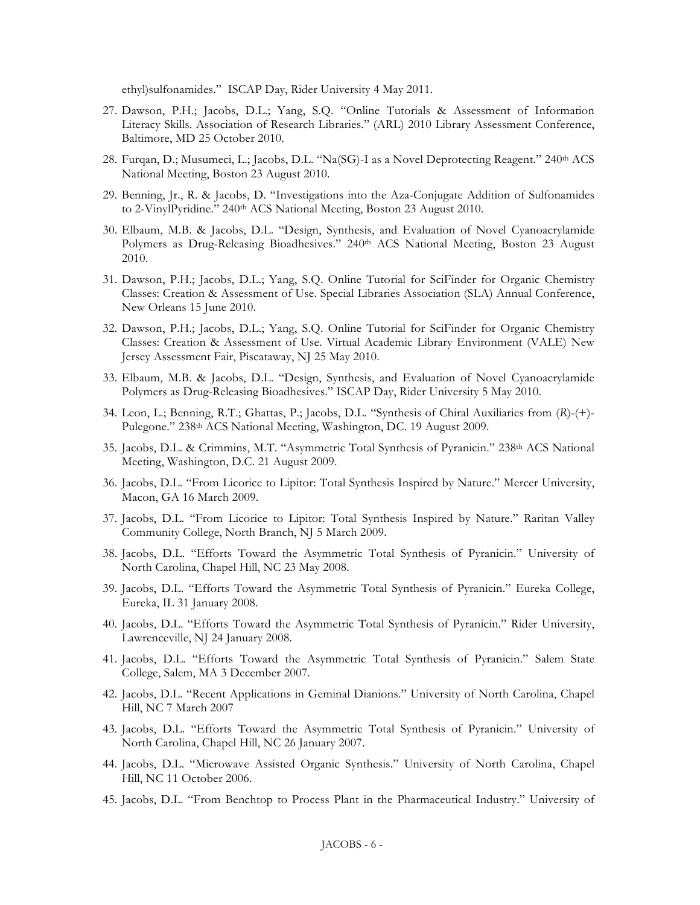ethyl)sulfonamides." ISCAP Day, Rider University 4 May 2011.

27. Dawson, P.H.; Jacobs, D.L.; Yang, S.Q. "Online Tutorials & Assessment of Information Literacy Skills. Association of Research Libraries." (ARL) 2010 Library Assessment Conference, Baltimore, MD 25 October 2010.

28. Furqan, D.; Musumeci, L.; Jacobs, D.L. "Na(SG)-I as a Novel Deprotecting Reagent." 240th ACS National Meeting, Boston 23 August 2010.

29. Benning, Jr., R. & Jacobs, D. "Investigations into the Aza-Conjugate Addition of Sulfonamides to 2-VinylPyridine." 240th ACS National Meeting, Boston 23 August 2010.

30. Elbaum, M.B. & Jacobs, D.L. "Design, Synthesis, and Evaluation of Novel Cyanoacrylamide Polymers as Drug-Releasing Bioadhesives." 240th ACS National Meeting, Boston 23 August 2010.

31. Dawson, P.H.; Jacobs, D.L.; Yang, S.Q. Online Tutorial for SciFinder for Organic Chemistry Classes: Creation & Assessment of Use. Special Libraries Association (SLA) Annual Conference, New Orleans 15 June 2010.

32. Dawson, P.H.; Jacobs, D.L.; Yang, S.Q. Online Tutorial for SciFinder for Organic Chemistry Classes: Creation & Assessment of Use. Virtual Academic Library Environment (VALE) New Jersey Assessment Fair, Piscataway, NJ 25 May 2010.

33. Elbaum, M.B. & Jacobs, D.L. "Design, Synthesis, and Evaluation of Novel Cyanoacrylamide Polymers as Drug-Releasing Bioadhesives." ISCAP Day, Rider University 5 May 2010.

34. Leon, L.; Benning, R.T.; Ghattas, P.; Jacobs, D.L. "Synthesis of Chiral Auxiliaries from (*R*)-(+)-Pulegone." 238th ACS National Meeting, Washington, DC. 19 August 2009.

35. Jacobs, D.L. & Crimmins, M.T. "Asymmetric Total Synthesis of Pyranicin." 238th ACS National Meeting, Washington, D.C. 21 August 2009.

36. Jacobs, D.L. "From Licorice to Lipitor: Total Synthesis Inspired by Nature." Mercer University, Macon, GA 16 March 2009.

37. Jacobs, D.L. "From Licorice to Lipitor: Total Synthesis Inspired by Nature." Raritan Valley Community College, North Branch, NJ 5 March 2009.

38. Jacobs, D.L. "Efforts Toward the Asymmetric Total Synthesis of Pyranicin." University of North Carolina, Chapel Hill, NC 23 May 2008.

39. Jacobs, D.L. "Efforts Toward the Asymmetric Total Synthesis of Pyranicin." Eureka College, Eureka, IL 31 January 2008.

40. Jacobs, D.L. "Efforts Toward the Asymmetric Total Synthesis of Pyranicin." Rider University, Lawrenceville, NJ 24 January 2008.

41. Jacobs, D.L. "Efforts Toward the Asymmetric Total Synthesis of Pyranicin." Salem State College, Salem, MA 3 December 2007.

42. Jacobs, D.L. "Recent Applications in Geminal Dianions." University of North Carolina, Chapel Hill, NC 7 March 2007

43. Jacobs, D.L. "Efforts Toward the Asymmetric Total Synthesis of Pyranicin." University of North Carolina, Chapel Hill, NC 26 January 2007.

44. Jacobs, D.L. "Microwave Assisted Organic Synthesis." University of North Carolina, Chapel Hill, NC 11 October 2006.

45. Jacobs, D.L. "From Benchtop to Process Plant in the Pharmaceutical Industry." University of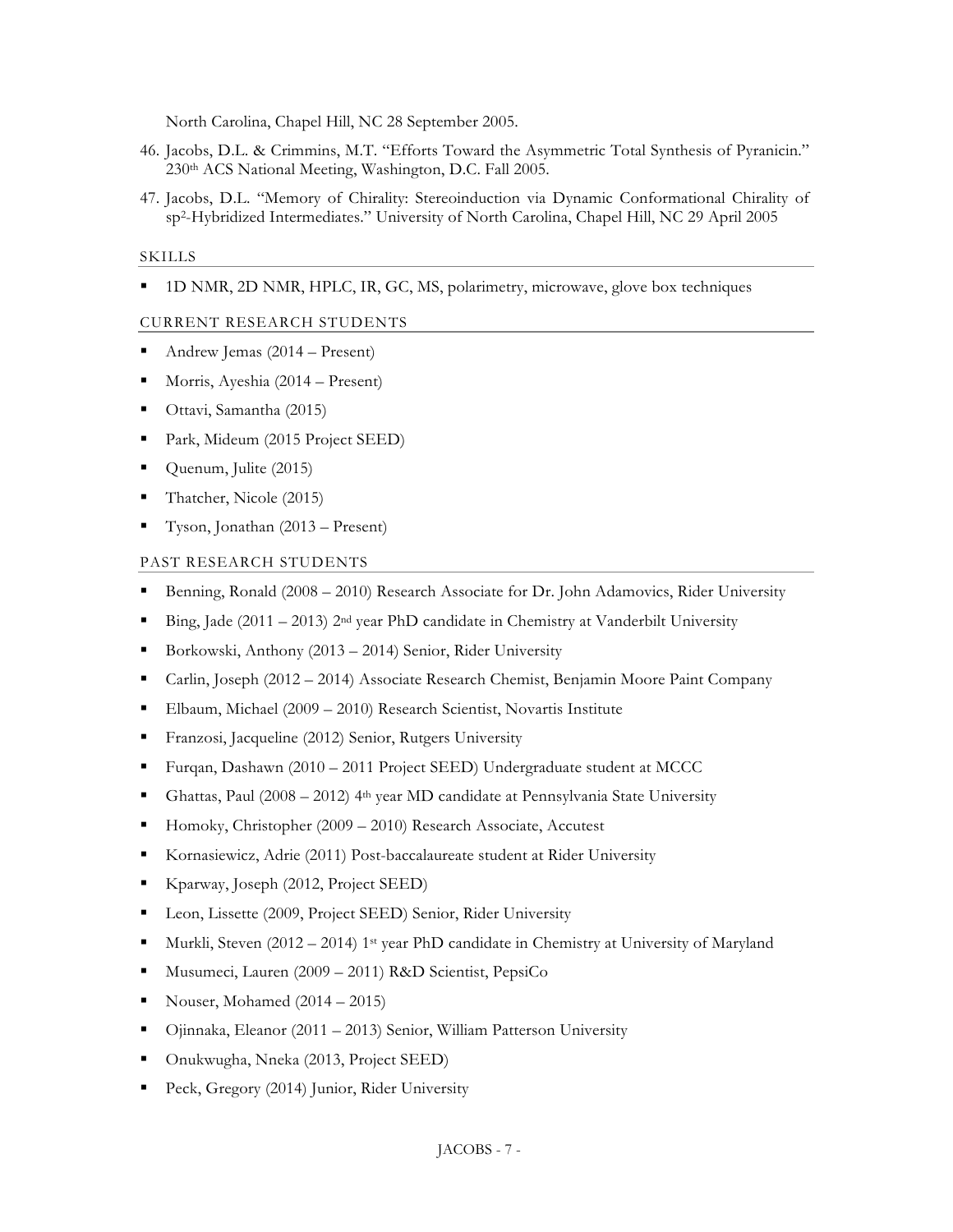North Carolina, Chapel Hill, NC 28 September 2005.

46. Jacobs, D.L. & Crimmins, M.T. "Efforts Toward the Asymmetric Total Synthesis of Pyranicin." 230th ACS National Meeting, Washington, D.C. Fall 2005.
47. Jacobs, D.L. "Memory of Chirality: Stereoinduction via Dynamic Conformational Chirality of $sp^2$-Hybridized Intermediates." University of North Carolina, Chapel Hill, NC 29 April 2005

## SKILLS

- 1D NMR, 2D NMR, HPLC, IR, GC, MS, polarimetry, microwave, glove box techniques

## CURRENT RESEARCH STUDENTS

- Andrew Jemas (2014 – Present)
- Morris, Ayeshia (2014 – Present)
- Ottavi, Samantha (2015)
- Park, Mideum (2015 Project SEED)
- Quenum, Julite (2015)
- Thatcher, Nicole (2015)
- Tyson, Jonathan (2013 – Present)

## PAST RESEARCH STUDENTS

- Benning, Ronald (2008 – 2010) Research Associate for Dr. John Adamovics, Rider University
- Bing, Jade (2011 – 2013) 2nd year PhD candidate in Chemistry at Vanderbilt University
- Borkowski, Anthony (2013 – 2014) Senior, Rider University
- Carlin, Joseph (2012 – 2014) Associate Research Chemist, Benjamin Moore Paint Company
- Elbaum, Michael (2009 – 2010) Research Scientist, Novartis Institute
- Franzosi, Jacqueline (2012) Senior, Rutgers University
- Furqan, Dashawn (2010 – 2011 Project SEED) Undergraduate student at MCCC
- Ghattas, Paul (2008 – 2012) 4th year MD candidate at Pennsylvania State University
- Homoky, Christopher (2009 – 2010) Research Associate, Accutest
- Kornasiewicz, Adrie (2011) Post-baccalaureate student at Rider University
- Kparway, Joseph (2012, Project SEED)
- Leon, Lissette (2009, Project SEED) Senior, Rider University
- Murkli, Steven (2012 – 2014) 1st year PhD candidate in Chemistry at University of Maryland
- Musumeci, Lauren (2009 – 2011) R&D Scientist, PepsiCo
- Nouser, Mohamed (2014 – 2015)
- Ojinnaka, Eleanor (2011 – 2013) Senior, William Patterson University
- Onukwugha, Nneka (2013, Project SEED)
- Peck, Gregory (2014) Junior, Rider University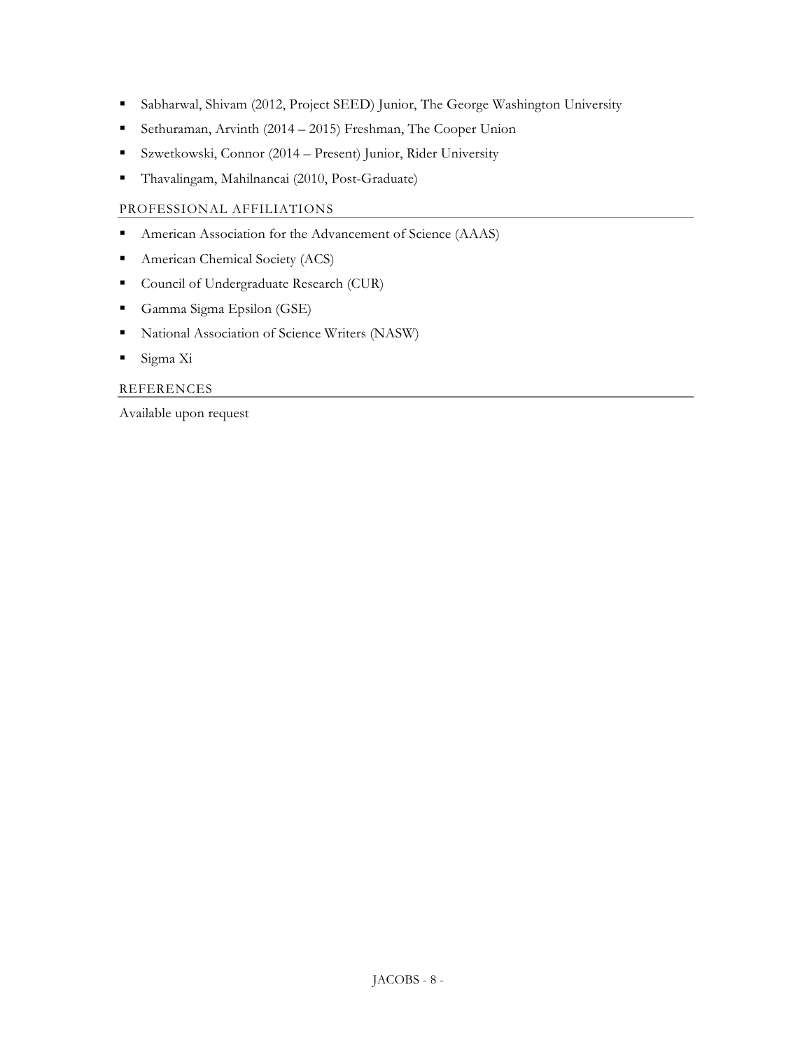- Sabharwal, Shivam (2012, Project SEED) Junior, The George Washington University
- Sethuraman, Arvinth (2014 – 2015) Freshman, The Cooper Union
- Szwetkowski, Connor (2014 – Present) Junior, Rider University
- Thavalingam, Mahilnancai (2010, Post-Graduate)

## PROFESSIONAL AFFILIATIONS

- American Association for the Advancement of Science (AAAS)
- American Chemical Society (ACS)
- Council of Undergraduate Research (CUR)
- Gamma Sigma Epsilon (GSE)
- National Association of Science Writers (NASW)
- Sigma Xi

## REFERENCES

Available upon request